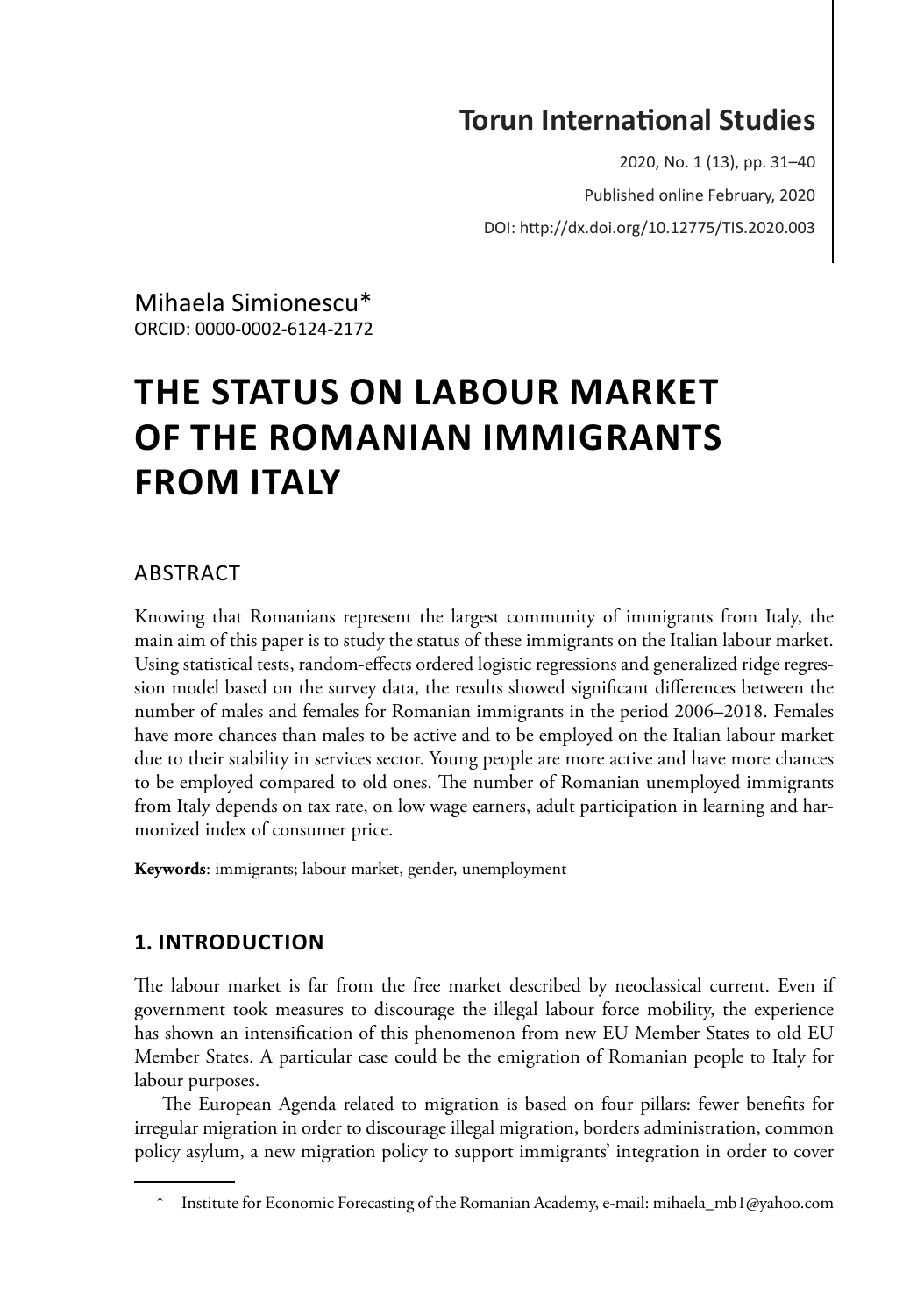Torun International Studies

2020, No. 1 (13), pp. 31–40

Published online February, 2020

DOI: http://dx.doi.org/10.12775/TIS.2020.003

Mihaela Simionescu*

ORCID: 0000-0002-6124-2172

# THE STATUS ON LABOUR MARKET OF THE ROMANIAN IMMIGRANTS FROM ITALY

## ABSTRACT

Knowing that Romanians represent the largest community of immigrants from Italy, the main aim of this paper is to study the status of these immigrants on the Italian labour market. Using statistical tests, random-effects ordered logistic regressions and generalized ridge regression model based on the survey data, the results showed significant differences between the number of males and females for Romanian immigrants in the period 2006–2018. Females have more chances than males to be active and to be employed on the Italian labour market due to their stability in services sector. Young people are more active and have more chances to be employed compared to old ones. The number of Romanian unemployed immigrants from Italy depends on tax rate, on low wage earners, adult participation in learning and harmonized index of consumer price.

**Keywords**: immigrants; labour market, gender, unemployment

## 1. INTRODUCTION

The labour market is far from the free market described by neoclassical current. Even if government took measures to discourage the illegal labour force mobility, the experience has shown an intensification of this phenomenon from new EU Member States to old EU Member States. A particular case could be the emigration of Romanian people to Italy for labour purposes.

The European Agenda related to migration is based on four pillars: fewer benefits for irregular migration in order to discourage illegal migration, borders administration, common policy asylum, a new migration policy to support immigrants' integration in order to cover

\* Institute for Economic Forecasting of the Romanian Academy, e-mail: mihaela_mb1@yahoo.com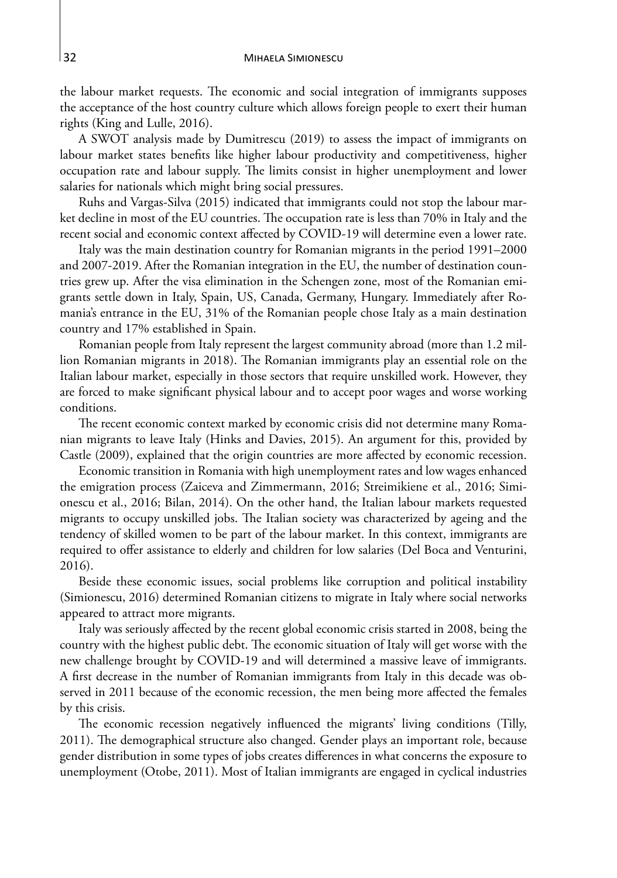the labour market requests. The economic and social integration of immigrants supposes the acceptance of the host country culture which allows foreign people to exert their human rights (King and Lulle, 2016).

A SWOT analysis made by Dumitrescu (2019) to assess the impact of immigrants on labour market states benefits like higher labour productivity and competitiveness, higher occupation rate and labour supply. The limits consist in higher unemployment and lower salaries for nationals which might bring social pressures.

Ruhs and Vargas-Silva (2015) indicated that immigrants could not stop the labour market decline in most of the EU countries. The occupation rate is less than 70% in Italy and the recent social and economic context affected by COVID-19 will determine even a lower rate.

Italy was the main destination country for Romanian migrants in the period 1991–2000 and 2007-2019. After the Romanian integration in the EU, the number of destination countries grew up. After the visa elimination in the Schengen zone, most of the Romanian emigrants settle down in Italy, Spain, US, Canada, Germany, Hungary. Immediately after Romania's entrance in the EU, 31% of the Romanian people chose Italy as a main destination country and 17% established in Spain.

Romanian people from Italy represent the largest community abroad (more than 1.2 million Romanian migrants in 2018). The Romanian immigrants play an essential role on the Italian labour market, especially in those sectors that require unskilled work. However, they are forced to make significant physical labour and to accept poor wages and worse working conditions.

The recent economic context marked by economic crisis did not determine many Romanian migrants to leave Italy (Hinks and Davies, 2015). An argument for this, provided by Castle (2009), explained that the origin countries are more affected by economic recession.

Economic transition in Romania with high unemployment rates and low wages enhanced the emigration process (Zaiceva and Zimmermann, 2016; Streimikiene et al., 2016; Simionescu et al., 2016; Bilan, 2014). On the other hand, the Italian labour markets requested migrants to occupy unskilled jobs. The Italian society was characterized by ageing and the tendency of skilled women to be part of the labour market. In this context, immigrants are required to offer assistance to elderly and children for low salaries (Del Boca and Venturini, 2016).

Beside these economic issues, social problems like corruption and political instability (Simionescu, 2016) determined Romanian citizens to migrate in Italy where social networks appeared to attract more migrants.

Italy was seriously affected by the recent global economic crisis started in 2008, being the country with the highest public debt. The economic situation of Italy will get worse with the new challenge brought by COVID-19 and will determined a massive leave of immigrants. A first decrease in the number of Romanian immigrants from Italy in this decade was observed in 2011 because of the economic recession, the men being more affected the females by this crisis.

The economic recession negatively influenced the migrants' living conditions (Tilly, 2011). The demographical structure also changed. Gender plays an important role, because gender distribution in some types of jobs creates differences in what concerns the exposure to unemployment (Otobe, 2011). Most of Italian immigrants are engaged in cyclical industries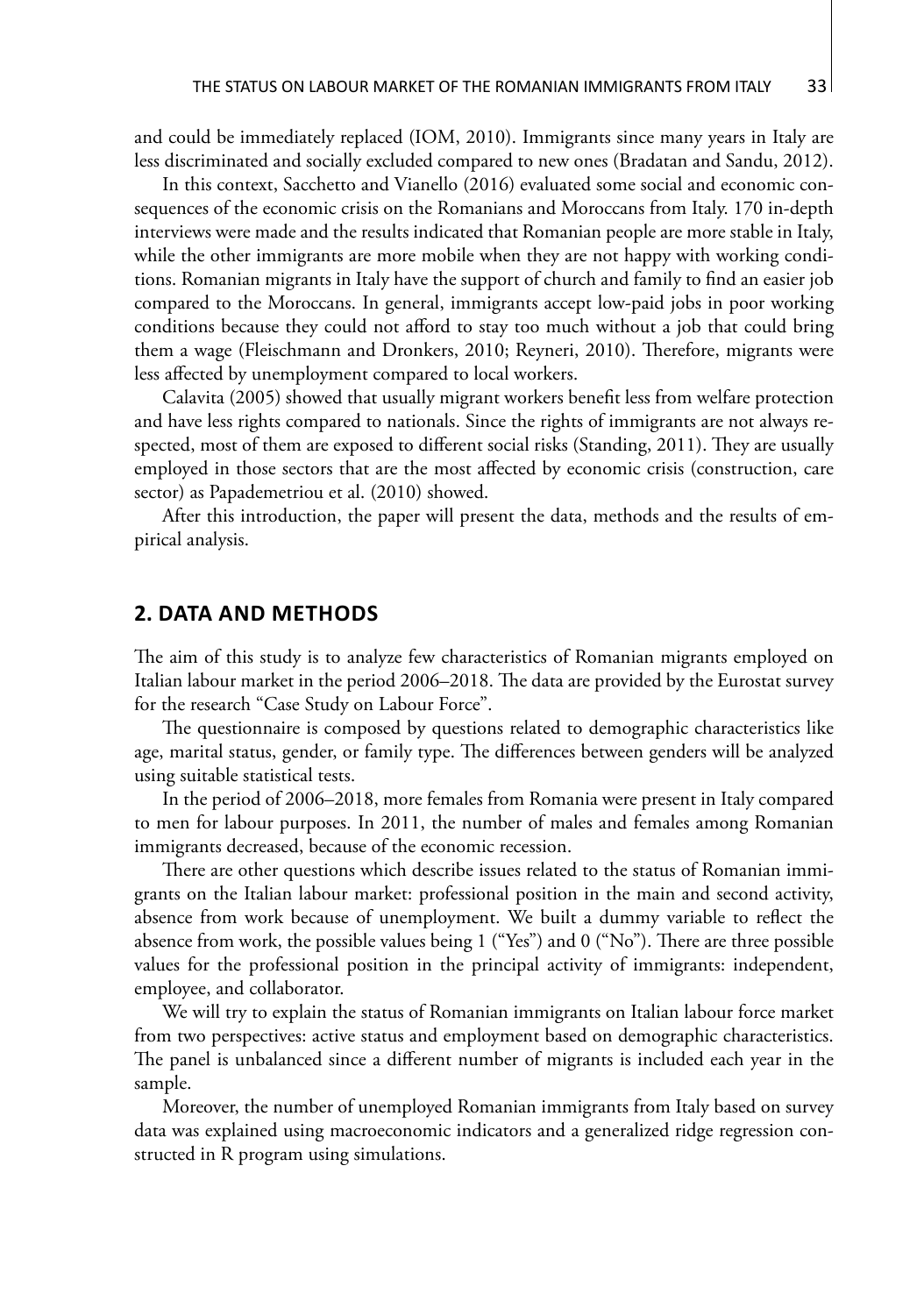and could be immediately replaced (IOM, 2010). Immigrants since many years in Italy are less discriminated and socially excluded compared to new ones (Bradatan and Sandu, 2012).

In this context, Sacchetto and Vianello (2016) evaluated some social and economic consequences of the economic crisis on the Romanians and Moroccans from Italy. 170 in-depth interviews were made and the results indicated that Romanian people are more stable in Italy, while the other immigrants are more mobile when they are not happy with working conditions. Romanian migrants in Italy have the support of church and family to find an easier job compared to the Moroccans. In general, immigrants accept low-paid jobs in poor working conditions because they could not afford to stay too much without a job that could bring them a wage (Fleischmann and Dronkers, 2010; Reyneri, 2010). Therefore, migrants were less affected by unemployment compared to local workers.

Calavita (2005) showed that usually migrant workers benefit less from welfare protection and have less rights compared to nationals. Since the rights of immigrants are not always respected, most of them are exposed to different social risks (Standing, 2011). They are usually employed in those sectors that are the most affected by economic crisis (construction, care sector) as Papademetriou et al. (2010) showed.

After this introduction, the paper will present the data, methods and the results of empirical analysis.

## 2. DATA AND METHODS

The aim of this study is to analyze few characteristics of Romanian migrants employed on Italian labour market in the period 2006–2018. The data are provided by the Eurostat survey for the research "Case Study on Labour Force".

The questionnaire is composed by questions related to demographic characteristics like age, marital status, gender, or family type. The differences between genders will be analyzed using suitable statistical tests.

In the period of 2006–2018, more females from Romania were present in Italy compared to men for labour purposes. In 2011, the number of males and females among Romanian immigrants decreased, because of the economic recession.

There are other questions which describe issues related to the status of Romanian immigrants on the Italian labour market: professional position in the main and second activity, absence from work because of unemployment. We built a dummy variable to reflect the absence from work, the possible values being 1 ("Yes") and 0 ("No"). There are three possible values for the professional position in the principal activity of immigrants: independent, employee, and collaborator.

We will try to explain the status of Romanian immigrants on Italian labour force market from two perspectives: active status and employment based on demographic characteristics. The panel is unbalanced since a different number of migrants is included each year in the sample.

Moreover, the number of unemployed Romanian immigrants from Italy based on survey data was explained using macroeconomic indicators and a generalized ridge regression constructed in R program using simulations.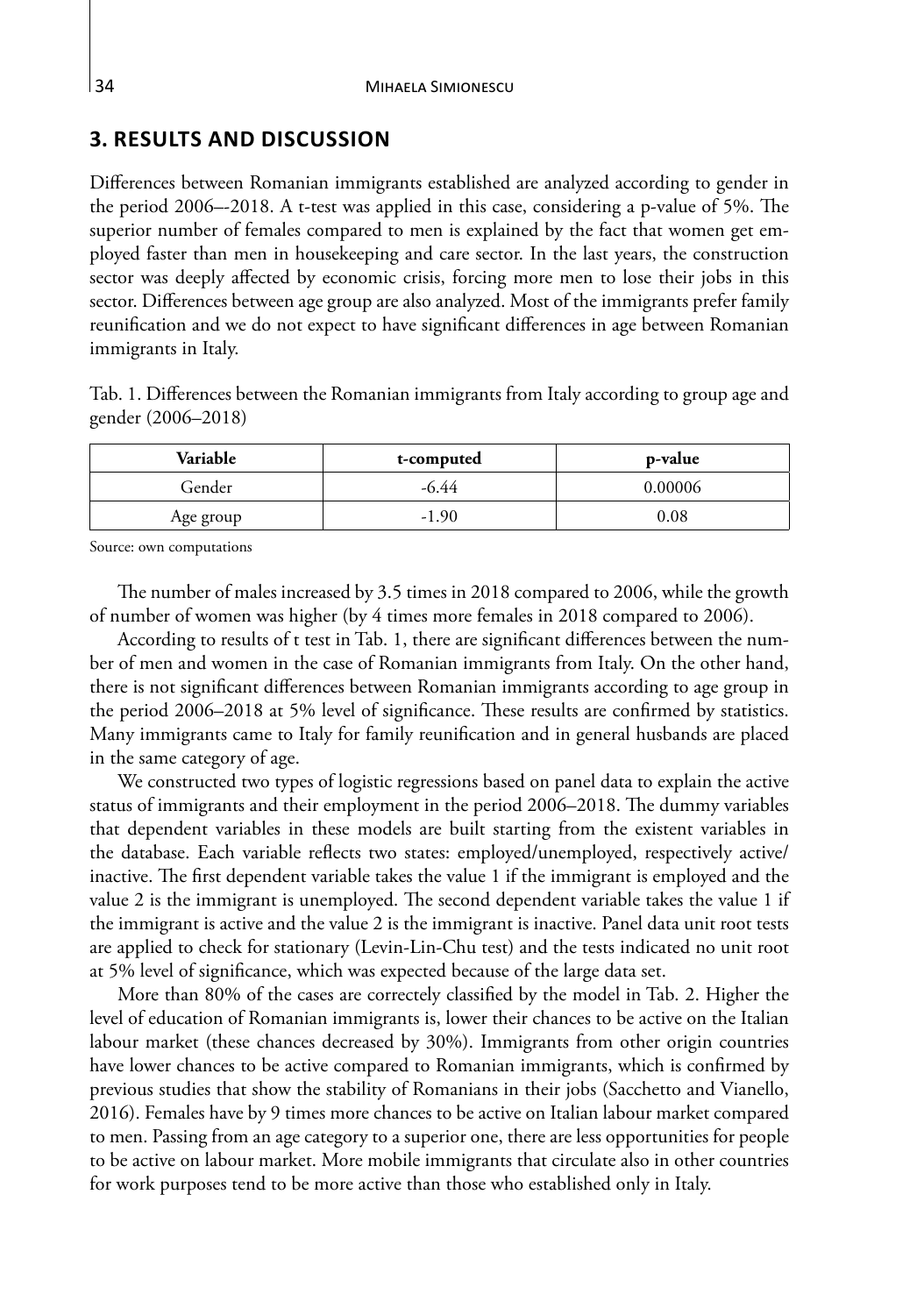## 3. RESULTS AND DISCUSSION

Differences between Romanian immigrants established are analyzed according to gender in the period 2006–-2018. A t-test was applied in this case, considering a p-value of 5%. The superior number of females compared to men is explained by the fact that women get employed faster than men in housekeeping and care sector. In the last years, the construction sector was deeply affected by economic crisis, forcing more men to lose their jobs in this sector. Differences between age group are also analyzed. Most of the immigrants prefer family reunification and we do not expect to have significant differences in age between Romanian immigrants in Italy.

Tab. 1. Differences between the Romanian immigrants from Italy according to group age and gender (2006–2018)

| Variable | t-computed | p-value |
|---|---|---|
| Gender | -6.44 | 0.00006 |
| Age group | -1.90 | 0.08 |

Source: own computations

The number of males increased by 3.5 times in 2018 compared to 2006, while the growth of number of women was higher (by 4 times more females in 2018 compared to 2006).

According to results of t test in Tab. 1, there are significant differences between the number of men and women in the case of Romanian immigrants from Italy. On the other hand, there is not significant differences between Romanian immigrants according to age group in the period 2006–2018 at 5% level of significance. These results are confirmed by statistics. Many immigrants came to Italy for family reunification and in general husbands are placed in the same category of age.

We constructed two types of logistic regressions based on panel data to explain the active status of immigrants and their employment in the period 2006–2018. The dummy variables that dependent variables in these models are built starting from the existent variables in the database. Each variable reflects two states: employed/unemployed, respectively active/inactive. The first dependent variable takes the value 1 if the immigrant is employed and the value 2 is the immigrant is unemployed. The second dependent variable takes the value 1 if the immigrant is active and the value 2 is the immigrant is inactive. Panel data unit root tests are applied to check for stationary (Levin-Lin-Chu test) and the tests indicated no unit root at 5% level of significance, which was expected because of the large data set.

More than 80% of the cases are correctely classified by the model in Tab. 2. Higher the level of education of Romanian immigrants is, lower their chances to be active on the Italian labour market (these chances decreased by 30%). Immigrants from other origin countries have lower chances to be active compared to Romanian immigrants, which is confirmed by previous studies that show the stability of Romanians in their jobs (Sacchetto and Vianello, 2016). Females have by 9 times more chances to be active on Italian labour market compared to men. Passing from an age category to a superior one, there are less opportunities for people to be active on labour market. More mobile immigrants that circulate also in other countries for work purposes tend to be more active than those who established only in Italy.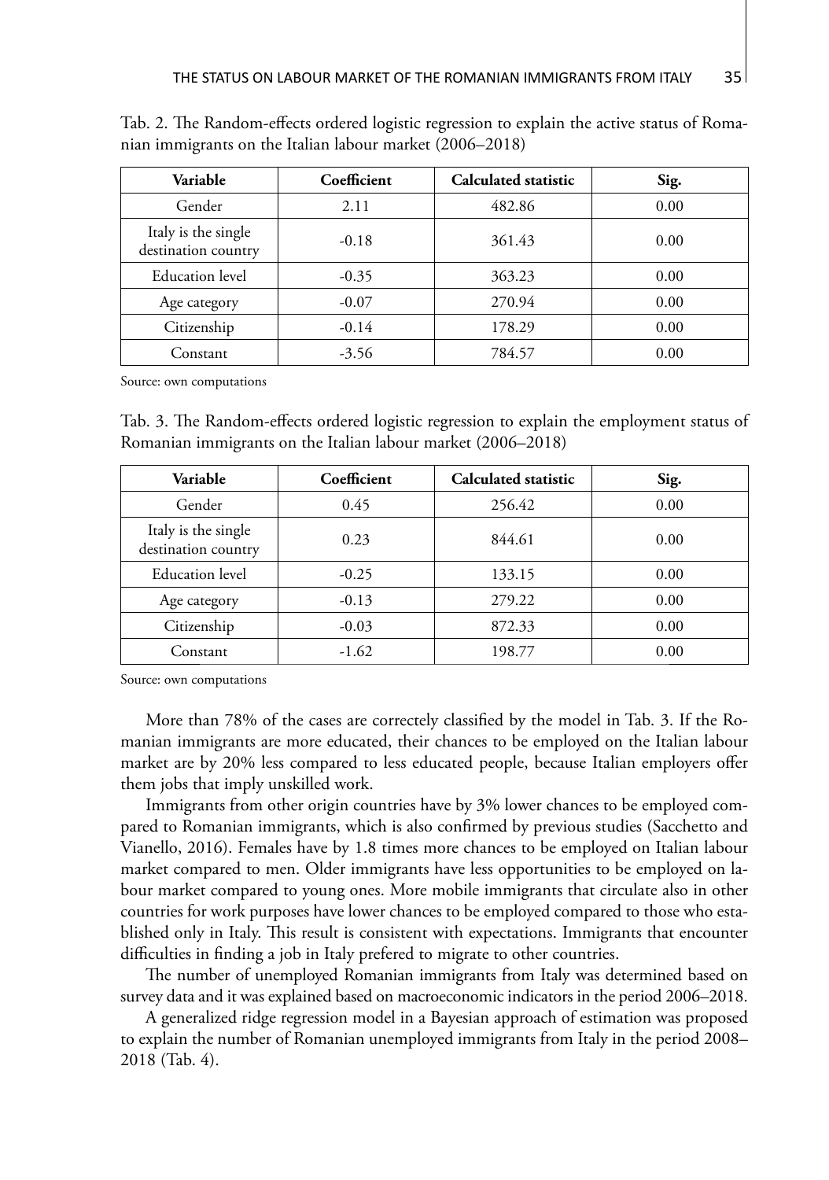Tab. 2. The Random-effects ordered logistic regression to explain the active status of Romanian immigrants on the Italian labour market (2006–2018)

| Variable | Coefficient | Calculated statistic | Sig. |
|---|---|---|---|
| Gender | 2.11 | 482.86 | 0.00 |
| Italy is the single destination country | -0.18 | 361.43 | 0.00 |
| Education level | -0.35 | 363.23 | 0.00 |
| Age category | -0.07 | 270.94 | 0.00 |
| Citizenship | -0.14 | 178.29 | 0.00 |
| Constant | -3.56 | 784.57 | 0.00 |

Source: own computations

Tab. 3. The Random-effects ordered logistic regression to explain the employment status of Romanian immigrants on the Italian labour market (2006–2018)

| Variable | Coefficient | Calculated statistic | Sig. |
|---|---|---|---|
| Gender | 0.45 | 256.42 | 0.00 |
| Italy is the single destination country | 0.23 | 844.61 | 0.00 |
| Education level | -0.25 | 133.15 | 0.00 |
| Age category | -0.13 | 279.22 | 0.00 |
| Citizenship | -0.03 | 872.33 | 0.00 |
| Constant | -1.62 | 198.77 | 0.00 |

Source: own computations

More than 78% of the cases are correctely classified by the model in Tab. 3. If the Romanian immigrants are more educated, their chances to be employed on the Italian labour market are by 20% less compared to less educated people, because Italian employers offer them jobs that imply unskilled work.

Immigrants from other origin countries have by 3% lower chances to be employed compared to Romanian immigrants, which is also confirmed by previous studies (Sacchetto and Vianello, 2016). Females have by 1.8 times more chances to be employed on Italian labour market compared to men. Older immigrants have less opportunities to be employed on labour market compared to young ones. More mobile immigrants that circulate also in other countries for work purposes have lower chances to be employed compared to those who established only in Italy. This result is consistent with expectations. Immigrants that encounter difficulties in finding a job in Italy prefered to migrate to other countries.

The number of unemployed Romanian immigrants from Italy was determined based on survey data and it was explained based on macroeconomic indicators in the period 2006–2018.

A generalized ridge regression model in a Bayesian approach of estimation was proposed to explain the number of Romanian unemployed immigrants from Italy in the period 2008–2018 (Tab. 4).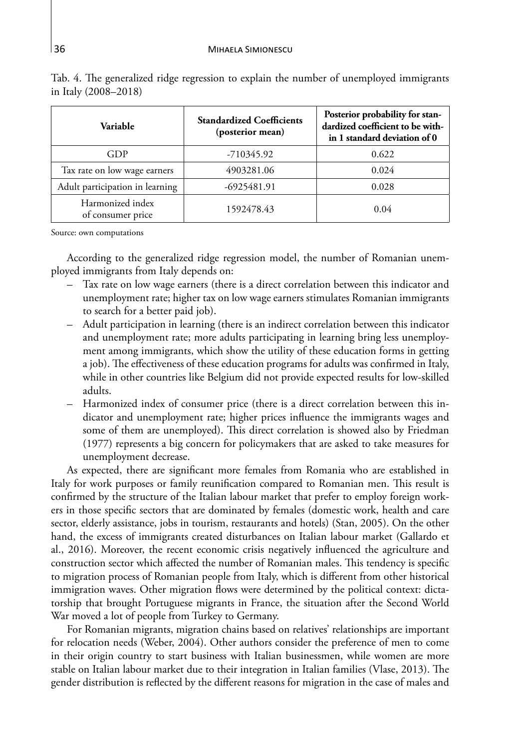Tab. 4. The generalized ridge regression to explain the number of unemployed immigrants in Italy (2008–2018)

| Variable | Standardized Coefficients (posterior mean) | Posterior probability for standardized coefficient to be within 1 standard deviation of 0 |
|---|---|---|
| GDP | -710345.92 | 0.622 |
| Tax rate on low wage earners | 4903281.06 | 0.024 |
| Adult participation in learning | -6925481.91 | 0.028 |
| Harmonized index of consumer price | 1592478.43 | 0.04 |

Source: own computations

According to the generalized ridge regression model, the number of Romanian unemployed immigrants from Italy depends on:

- Tax rate on low wage earners (there is a direct correlation between this indicator and unemployment rate; higher tax on low wage earners stimulates Romanian immigrants to search for a better paid job).
- Adult participation in learning (there is an indirect correlation between this indicator and unemployment rate; more adults participating in learning bring less unemployment among immigrants, which show the utility of these education forms in getting a job). The effectiveness of these education programs for adults was confirmed in Italy, while in other countries like Belgium did not provide expected results for low-skilled adults.
- Harmonized index of consumer price (there is a direct correlation between this indicator and unemployment rate; higher prices influence the immigrants wages and some of them are unemployed). This direct correlation is showed also by Friedman (1977) represents a big concern for policymakers that are asked to take measures for unemployment decrease.

As expected, there are significant more females from Romania who are established in Italy for work purposes or family reunification compared to Romanian men. This result is confirmed by the structure of the Italian labour market that prefer to employ foreign workers in those specific sectors that are dominated by females (domestic work, health and care sector, elderly assistance, jobs in tourism, restaurants and hotels) (Stan, 2005). On the other hand, the excess of immigrants created disturbances on Italian labour market (Gallardo et al., 2016). Moreover, the recent economic crisis negatively influenced the agriculture and construction sector which affected the number of Romanian males. This tendency is specific to migration process of Romanian people from Italy, which is different from other historical immigration waves. Other migration flows were determined by the political context: dictatorship that brought Portuguese migrants in France, the situation after the Second World War moved a lot of people from Turkey to Germany.

For Romanian migrants, migration chains based on relatives' relationships are important for relocation needs (Weber, 2004). Other authors consider the preference of men to come in their origin country to start business with Italian businessmen, while women are more stable on Italian labour market due to their integration in Italian families (Vlase, 2013). The gender distribution is reflected by the different reasons for migration in the case of males and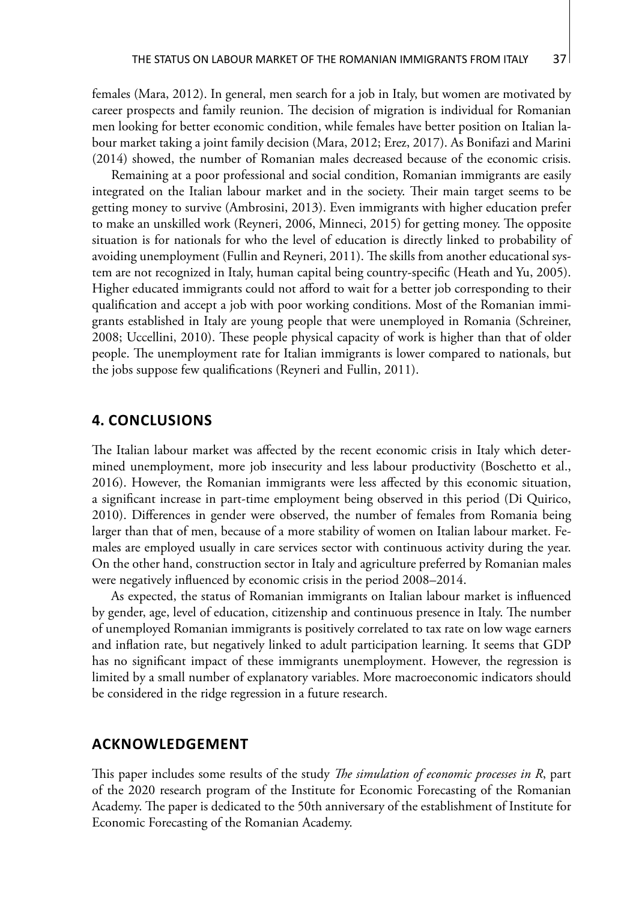females (Mara, 2012). In general, men search for a job in Italy, but women are motivated by career prospects and family reunion. The decision of migration is individual for Romanian men looking for better economic condition, while females have better position on Italian labour market taking a joint family decision (Mara, 2012; Erez, 2017). As Bonifazi and Marini (2014) showed, the number of Romanian males decreased because of the economic crisis.

Remaining at a poor professional and social condition, Romanian immigrants are easily integrated on the Italian labour market and in the society. Their main target seems to be getting money to survive (Ambrosini, 2013). Even immigrants with higher education prefer to make an unskilled work (Reyneri, 2006, Minneci, 2015) for getting money. The opposite situation is for nationals for who the level of education is directly linked to probability of avoiding unemployment (Fullin and Reyneri, 2011). The skills from another educational system are not recognized in Italy, human capital being country-specific (Heath and Yu, 2005). Higher educated immigrants could not afford to wait for a better job corresponding to their qualification and accept a job with poor working conditions. Most of the Romanian immigrants established in Italy are young people that were unemployed in Romania (Schreiner, 2008; Uccellini, 2010). These people physical capacity of work is higher than that of older people. The unemployment rate for Italian immigrants is lower compared to nationals, but the jobs suppose few qualifications (Reyneri and Fullin, 2011).

## 4. CONCLUSIONS

The Italian labour market was affected by the recent economic crisis in Italy which determined unemployment, more job insecurity and less labour productivity (Boschetto et al., 2016). However, the Romanian immigrants were less affected by this economic situation, a significant increase in part-time employment being observed in this period (Di Quirico, 2010). Differences in gender were observed, the number of females from Romania being larger than that of men, because of a more stability of women on Italian labour market. Females are employed usually in care services sector with continuous activity during the year. On the other hand, construction sector in Italy and agriculture preferred by Romanian males were negatively influenced by economic crisis in the period 2008–2014.

As expected, the status of Romanian immigrants on Italian labour market is influenced by gender, age, level of education, citizenship and continuous presence in Italy. The number of unemployed Romanian immigrants is positively correlated to tax rate on low wage earners and inflation rate, but negatively linked to adult participation learning. It seems that GDP has no significant impact of these immigrants unemployment. However, the regression is limited by a small number of explanatory variables. More macroeconomic indicators should be considered in the ridge regression in a future research.

## ACKNOWLEDGEMENT

This paper includes some results of the study *The simulation of economic processes in R*, part of the 2020 research program of the Institute for Economic Forecasting of the Romanian Academy. The paper is dedicated to the 50th anniversary of the establishment of Institute for Economic Forecasting of the Romanian Academy.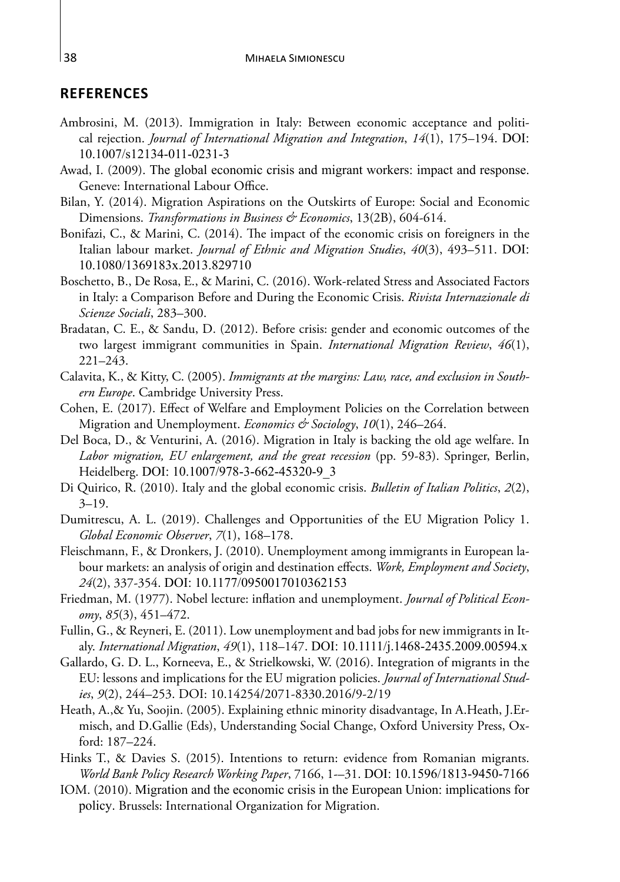## REFERENCES

Ambrosini, M. (2013). Immigration in Italy: Between economic acceptance and political rejection. *Journal of International Migration and Integration*, *14*(1), 175–194. DOI: 10.1007/s12134-011-0231-3

Awad, I. (2009). The global economic crisis and migrant workers: impact and response. Geneve: International Labour Office.

Bilan, Y. (2014). Migration Aspirations on the Outskirts of Europe: Social and Economic Dimensions. *Transformations in Business & Economics*, 13(2B), 604-614.

Bonifazi, C., & Marini, C. (2014). The impact of the economic crisis on foreigners in the Italian labour market. *Journal of Ethnic and Migration Studies*, *40*(3), 493–511. DOI: 10.1080/1369183x.2013.829710

Boschetto, B., De Rosa, E., & Marini, C. (2016). Work-related Stress and Associated Factors in Italy: a Comparison Before and During the Economic Crisis. *Rivista Internazionale di Scienze Sociali*, 283–300.

Bradatan, C. E., & Sandu, D. (2012). Before crisis: gender and economic outcomes of the two largest immigrant communities in Spain. *International Migration Review*, *46*(1), 221–243.

Calavita, K., & Kitty, C. (2005). *Immigrants at the margins: Law, race, and exclusion in Southern Europe*. Cambridge University Press.

Cohen, E. (2017). Effect of Welfare and Employment Policies on the Correlation between Migration and Unemployment. *Economics & Sociology*, *10*(1), 246–264.

Del Boca, D., & Venturini, A. (2016). Migration in Italy is backing the old age welfare. In *Labor migration, EU enlargement, and the great recession* (pp. 59-83). Springer, Berlin, Heidelberg. DOI: 10.1007/978-3-662-45320-9_3

Di Quirico, R. (2010). Italy and the global economic crisis. *Bulletin of Italian Politics*, *2*(2), 3–19.

Dumitrescu, A. L. (2019). Challenges and Opportunities of the EU Migration Policy 1. *Global Economic Observer*, *7*(1), 168–178.

Fleischmann, F., & Dronkers, J. (2010). Unemployment among immigrants in European labour markets: an analysis of origin and destination effects. *Work, Employment and Society*, *24*(2), 337-354. DOI: 10.1177/0950017010362153

Friedman, M. (1977). Nobel lecture: inflation and unemployment. *Journal of Political Economy*, *85*(3), 451–472.

Fullin, G., & Reyneri, E. (2011). Low unemployment and bad jobs for new immigrants in Italy. *International Migration*, *49*(1), 118–147. DOI: 10.1111/j.1468-2435.2009.00594.x

Gallardo, G. D. L., Korneeva, E., & Strielkowski, W. (2016). Integration of migrants in the EU: lessons and implications for the EU migration policies. *Journal of International Studies*, *9*(2), 244–253. DOI: 10.14254/2071-8330.2016/9-2/19

Heath, A.,& Yu, Soojin. (2005). Explaining ethnic minority disadvantage, In A.Heath, J.Ermisch, and D.Gallie (Eds), Understanding Social Change, Oxford University Press, Oxford: 187–224.

Hinks T., & Davies S. (2015). Intentions to return: evidence from Romanian migrants. *World Bank Policy Research Working Paper*, 7166, 1-–31. DOI: 10.1596/1813-9450-7166

IOM. (2010). Migration and the economic crisis in the European Union: implications for policy. Brussels: International Organization for Migration.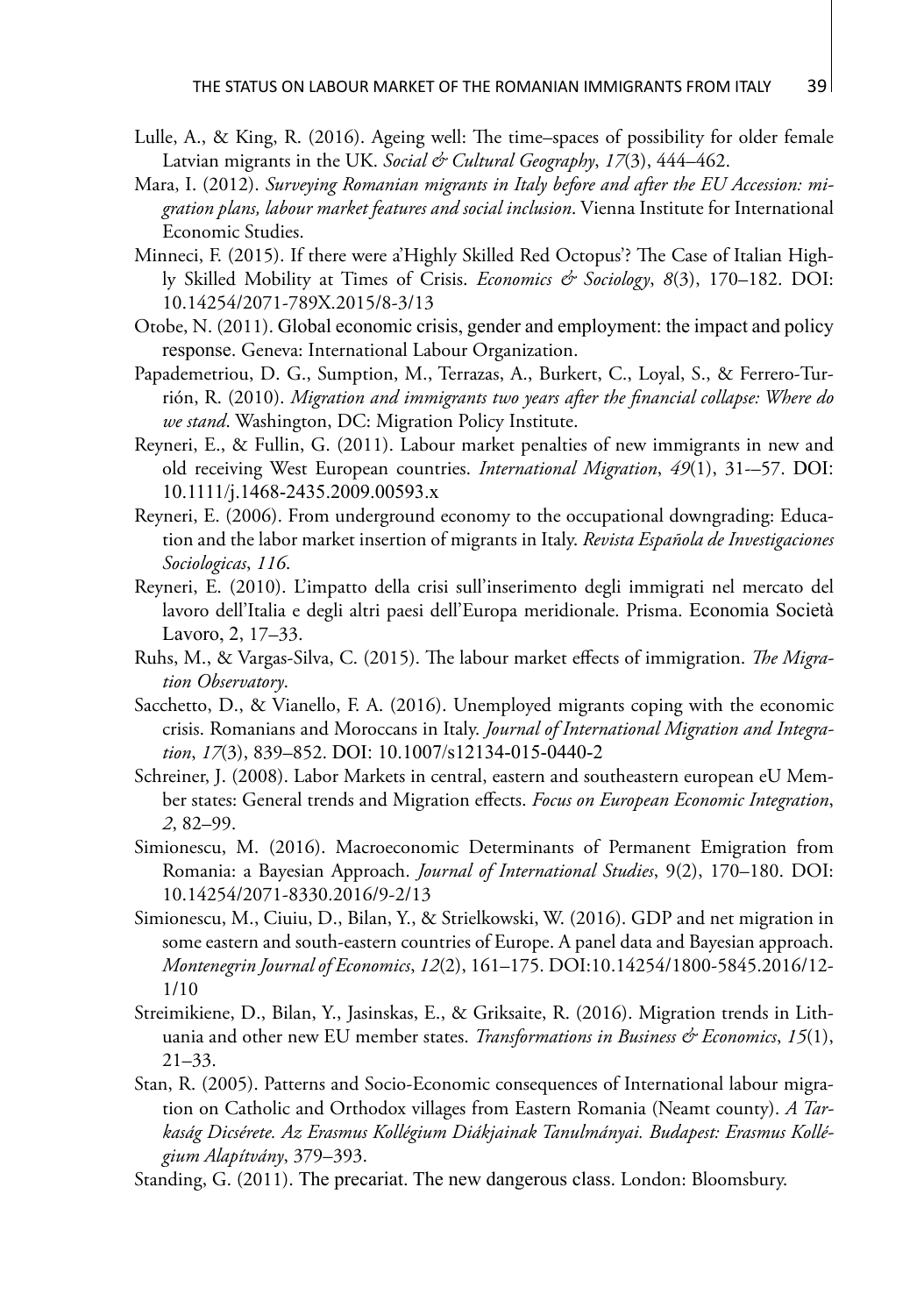Lulle, A., & King, R. (2016). Ageing well: The time–spaces of possibility for older female Latvian migrants in the UK. *Social & Cultural Geography*, *17*(3), 444–462.

Mara, I. (2012). *Surveying Romanian migrants in Italy before and after the EU Accession: migration plans, labour market features and social inclusion*. Vienna Institute for International Economic Studies.

Minneci, F. (2015). If there were a'Highly Skilled Red Octopus'? The Case of Italian Highly Skilled Mobility at Times of Crisis. *Economics & Sociology*, *8*(3), 170–182. DOI: 10.14254/2071-789X.2015/8-3/13

Otobe, N. (2011). Global economic crisis, gender and employment: the impact and policy response. Geneva: International Labour Organization.

Papademetriou, D. G., Sumption, M., Terrazas, A., Burkert, C., Loyal, S., & Ferrero-Turrión, R. (2010). *Migration and immigrants two years after the financial collapse: Where do we stand*. Washington, DC: Migration Policy Institute.

Reyneri, E., & Fullin, G. (2011). Labour market penalties of new immigrants in new and old receiving West European countries. *International Migration*, *49*(1), 31-–57. DOI: 10.1111/j.1468-2435.2009.00593.x

Reyneri, E. (2006). From underground economy to the occupational downgrading: Education and the labor market insertion of migrants in Italy. *Revista Española de Investigaciones Sociologicas*, *116*.

Reyneri, E. (2010). L'impatto della crisi sull'inserimento degli immigrati nel mercato del lavoro dell'Italia e degli altri paesi dell'Europa meridionale. Prisma. Economia Società Lavoro, 2, 17–33.

Ruhs, M., & Vargas-Silva, C. (2015). The labour market effects of immigration. *The Migration Observatory*.

Sacchetto, D., & Vianello, F. A. (2016). Unemployed migrants coping with the economic crisis. Romanians and Moroccans in Italy. *Journal of International Migration and Integration*, *17*(3), 839–852. DOI: 10.1007/s12134-015-0440-2

Schreiner, J. (2008). Labor Markets in central, eastern and southeastern european eU Member states: General trends and Migration effects. *Focus on European Economic Integration*, *2*, 82–99.

Simionescu, M. (2016). Macroeconomic Determinants of Permanent Emigration from Romania: a Bayesian Approach. *Journal of International Studies*, 9(2), 170–180. DOI: 10.14254/2071-8330.2016/9-2/13

Simionescu, M., Ciuiu, D., Bilan, Y., & Strielkowski, W. (2016). GDP and net migration in some eastern and south-eastern countries of Europe. A panel data and Bayesian approach. *Montenegrin Journal of Economics*, *12*(2), 161–175. DOI:10.14254/1800-5845.2016/12-1/10

Streimikiene, D., Bilan, Y., Jasinskas, E., & Griksaite, R. (2016). Migration trends in Lithuania and other new EU member states. *Transformations in Business & Economics*, *15*(1), 21–33.

Stan, R. (2005). Patterns and Socio-Economic consequences of International labour migration on Catholic and Orthodox villages from Eastern Romania (Neamt county). *A Tarkaság Dicsérete. Az Erasmus Kollégium Diákjainak Tanulmányai. Budapest: Erasmus Kollégium Alapítvány*, 379–393.

Standing, G. (2011). The precariat. The new dangerous class. London: Bloomsbury.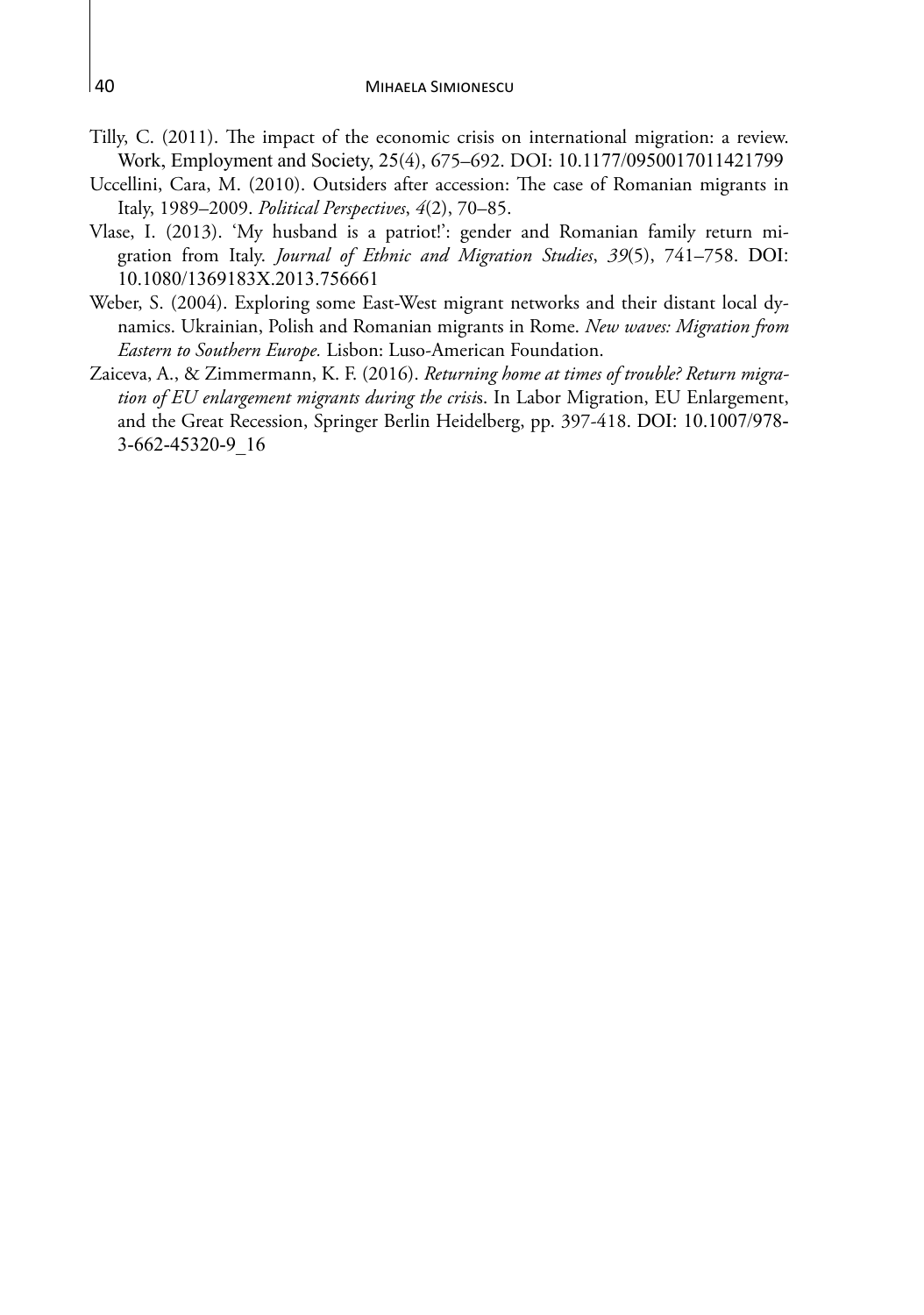Tilly, C. (2011). The impact of the economic crisis on international migration: a review. Work, Employment and Society, 25(4), 675–692. DOI: 10.1177/0950017011421799

Uccellini, Cara, M. (2010). Outsiders after accession: The case of Romanian migrants in Italy, 1989–2009. *Political Perspectives*, *4*(2), 70–85.

Vlase, I. (2013). 'My husband is a patriot!': gender and Romanian family return migration from Italy. *Journal of Ethnic and Migration Studies*, *39*(5), 741–758. DOI: 10.1080/1369183X.2013.756661

Weber, S. (2004). Exploring some East-West migrant networks and their distant local dynamics. Ukrainian, Polish and Romanian migrants in Rome. *New waves: Migration from Eastern to Southern Europe.* Lisbon: Luso-American Foundation.

Zaiceva, A., & Zimmermann, K. F. (2016). *Returning home at times of trouble? Return migration of EU enlargement migrants during the crisis*. In Labor Migration, EU Enlargement, and the Great Recession, Springer Berlin Heidelberg, pp. 397-418. DOI: 10.1007/978-3-662-45320-9_16